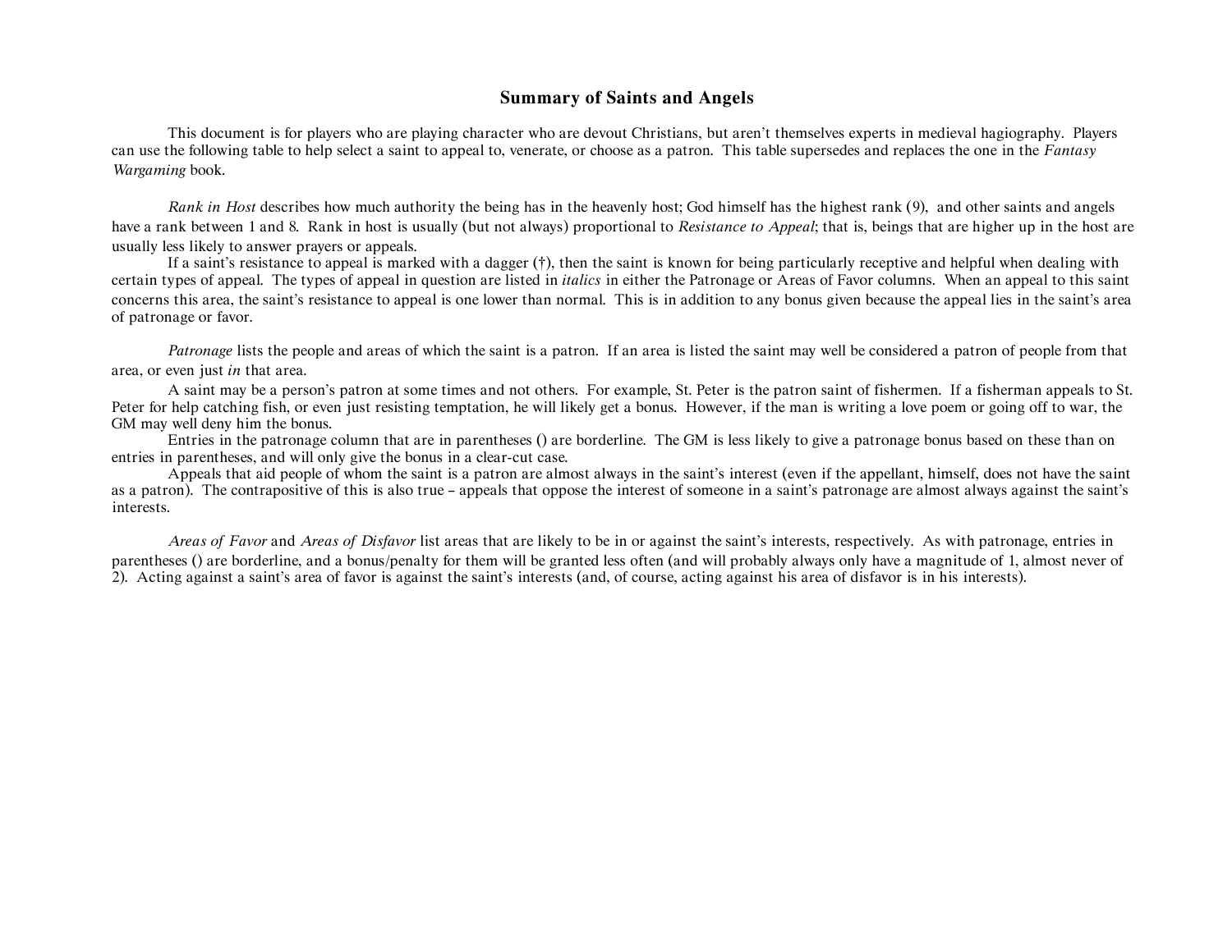# Summary of Saints and Angels

This document is for players who are playing character who are devout Christians, but aren't themselves experts in medieval hagiography. Players can use the following table to help select a saint to appeal to, venerate, or choose as a patron. This table supersedes and replaces the one in the *Fantasy Wargaming* book.

*Rank in Host* describes how much authority the being has in the heavenly host; God himself has the highest rank (9), and other saints and angels have a rank between 1 and 8. Rank in host is usually (but not always) proportional to *Resistance to Appeal*; that is, beings that are higher up in the host are usually less likely to answer prayers or appeals.

If a saint's resistance to appeal is marked with a dagger (†), then the saint is known for being particularly receptive and helpful when dealing with certain types of appeal. The types of appeal in question are listed in *italics* in either the Patronage or Areas of Favor columns. When an appeal to this saint concerns this area, the saint's resistance to appeal is one lower than normal. This is in addition to any bonus given because the appeal lies in the saint's area of patronage or favor.

*Patronage* lists the people and areas of which the saint is a patron. If an area is listed the saint may well be considered a patron of people from that area, or even just *in* that area.

A saint may be a person's patron at some times and not others. For example, St. Peter is the patron saint of fishermen. If a fisherman appeals to St. Peter for help catching fish, or even just resisting temptation, he will likely get a bonus. However, if the man is writing a love poem or going off to war, the GM may well deny him the bonus.

Entries in the patronage column that are in parentheses () are borderline. The GM is less likely to give a patronage bonus based on these than on entries in parentheses, and will only give the bonus in a clear-cut case.

Appeals that aid people of whom the saint is a patron are almost always in the saint's interest (even if the appellant, himself, does not have the saint as a patron). The contrapositive of this is also true – appeals that oppose the interest of someone in a saint's patronage are almost always against the saint's interests.

*Areas of Favor* and *Areas of Disfavor* list areas that are likely to be in or against the saint's interests, respectively. As with patronage, entries in parentheses () are borderline, and a bonus/penalty for them will be granted less often (and will probably always only have a magnitude of 1, almost never of 2). Acting against a saint's area of favor is against the saint's interests (and, of course, acting against his area of disfavor is in his interests).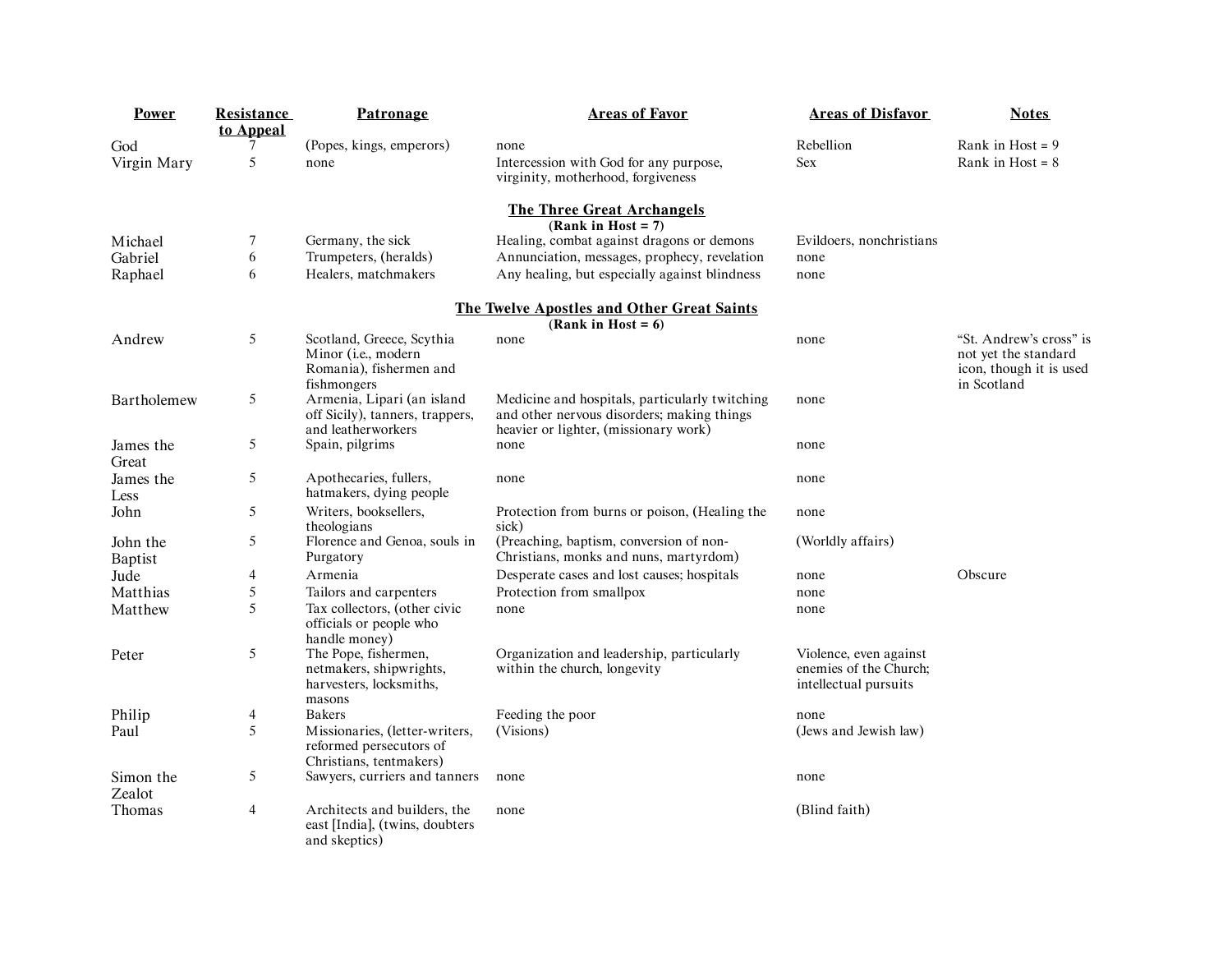| Power | Resistance to Appeal | Patronage | Areas of Favor | Areas of Disfavor | Notes |
|---|---|---|---|---|---|
| God | 7 | (Popes, kings, emperors) | none | Rebellion | Rank in Host = 9 |
| Virgin Mary | 5 | none | Intercession with God for any purpose, virginity, motherhood, forgiveness | Sex | Rank in Host = 8 |
| | | | **The Three Great Archangels (Rank in Host = 7)** | | |
| Michael | 7 | Germany, the sick | Healing, combat against dragons or demons | Evildoers, nonchristians | |
| Gabriel | 6 | Trumpeters, (heralds) | Annunciation, messages, prophecy, revelation | none | |
| Raphael | 6 | Healers, matchmakers | Any healing, but especially against blindness | none | |
| | | | **The Twelve Apostles and Other Great Saints (Rank in Host = 6)** | | |
| Andrew | 5 | Scotland, Greece, Scythia Minor (i.e., modern Romania), fishermen and fishmongers | none | none | "St. Andrew's cross" is not yet the standard icon, though it is used in Scotland |
| Bartholemew | 5 | Armenia, Lipari (an island off Sicily), tanners, trappers, and leatherworkers | Medicine and hospitals, particularly twitching and other nervous disorders; making things heavier or lighter, (missionary work) | none | |
| James the Great | 5 | Spain, pilgrims | none | none | |
| James the Less | 5 | Apothecaries, fullers, hatmakers, dying people | none | none | |
| John | 5 | Writers, booksellers, theologians | Protection from burns or poison, (Healing the sick) | none | |
| John the Baptist | 5 | Florence and Genoa, souls in Purgatory | (Preaching, baptism, conversion of non-Christians, monks and nuns, martyrdom) | (Worldly affairs) | |
| Jude | 4 | Armenia | Desperate cases and lost causes; hospitals | none | Obscure |
| Matthias | 5 | Tailors and carpenters | Protection from smallpox | none | |
| Matthew | 5 | Tax collectors, (other civic officials or people who handle money) | none | none | |
| Peter | 5 | The Pope, fishermen, netmakers, shipwrights, harvesters, locksmiths, masons | Organization and leadership, particularly within the church, longevity | Violence, even against enemies of the Church; intellectual pursuits | |
| Philip | 4 | Bakers | Feeding the poor | none | |
| Paul | 5 | Missionaries, (letter-writers, reformed persecutors of Christians, tentmakers) | (Visions) | (Jews and Jewish law) | |
| Simon the Zealot | 5 | Sawyers, curriers and tanners | none | none | |
| Thomas | 4 | Architects and builders, the east [India], (twins, doubters and skeptics) | none | (Blind faith) | |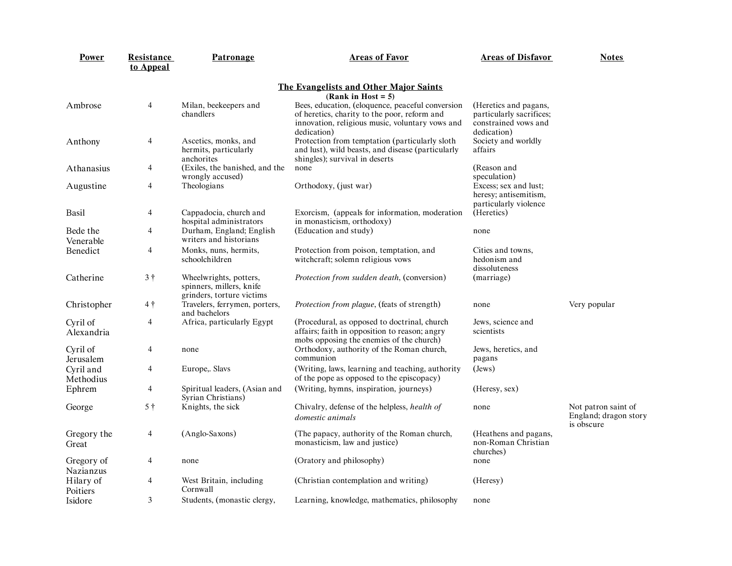| Power | Resistance to Appeal | Patronage | Areas of Favor | Areas of Disfavor | Notes |
|---|---|---|---|---|---|
| **The Evangelists and Other Major Saints** (Rank in Host = 5) | | | | | |
| Ambrose | 4 | Milan, beekeepers and chandlers | Bees, education, (eloquence, peaceful conversion of heretics, charity to the poor, reform and innovation, religious music, voluntary vows and dedication) | (Heretics and pagans, particularly sacrifices; constrained vows and dedication) | |
| Anthony | 4 | Ascetics, monks, and hermits, particularly anchorites | Protection from temptation (particularly sloth and lust), wild beasts, and disease (particularly shingles); survival in deserts | Society and worldly affairs | |
| Athanasius | 4 | (Exiles, the banished, and the wrongly accused) | none | (Reason and speculation) | |
| Augustine | 4 | Theologians | Orthodoxy, (just war) | Excess; sex and lust; heresy; antisemitism, particularly violence | |
| Basil | 4 | Cappadocia, church and hospital administrators | Exorcism, (appeals for information, moderation in monasticism, orthodoxy) | (Heretics) | |
| Bede the Venerable | 4 | Durham, England; English writers and historians | (Education and study) | none | |
| Benedict | 4 | Monks, nuns, hermits, schoolchildren | Protection from poison, temptation, and witchcraft; solemn religious vows | Cities and towns, hedonism and dissoluteness | |
| Catherine | 3 † | Wheelwrights, potters, spinners, millers, knife grinders, torture victims | *Protection from sudden death*, (conversion) | (marriage) | |
| Christopher | 4 † | Travelers, ferrymen, porters, and bachelors | *Protection from plague*, (feats of strength) | none | Very popular |
| Cyril of Alexandria | 4 | Africa, particularly Egypt | (Procedural, as opposed to doctrinal, church affairs; faith in opposition to reason; angry mobs opposing the enemies of the church) | Jews, science and scientists | |
| Cyril of Jerusalem | 4 | none | Orthodoxy, authority of the Roman church, communion | Jews, heretics, and pagans | |
| Cyril and Methodius | 4 | Europe,. Slavs | (Writing, laws, learning and teaching, authority of the pope as opposed to the episcopacy) | (Jews) | |
| Ephrem | 4 | Spiritual leaders, (Asian and Syrian Christians) | (Writing, hymns, inspiration, journeys) | (Heresy, sex) | |
| George | 5 † | Knights, the sick | Chivalry, defense of the helpless, *health of domestic animals* | none | Not patron saint of England; dragon story is obscure |
| Gregory the Great | 4 | (Anglo-Saxons) | (The papacy, authority of the Roman church, monasticism, law and justice) | (Heathens and pagans, non-Roman Christian churches) | |
| Gregory of Nazianzus | 4 | none | (Oratory and philosophy) | none | |
| Hilary of Poitiers | 4 | West Britain, including Cornwall | (Christian contemplation and writing) | (Heresy) | |
| Isidore | 3 | Students, (monastic clergy, | Learning, knowledge, mathematics, philosophy | none | |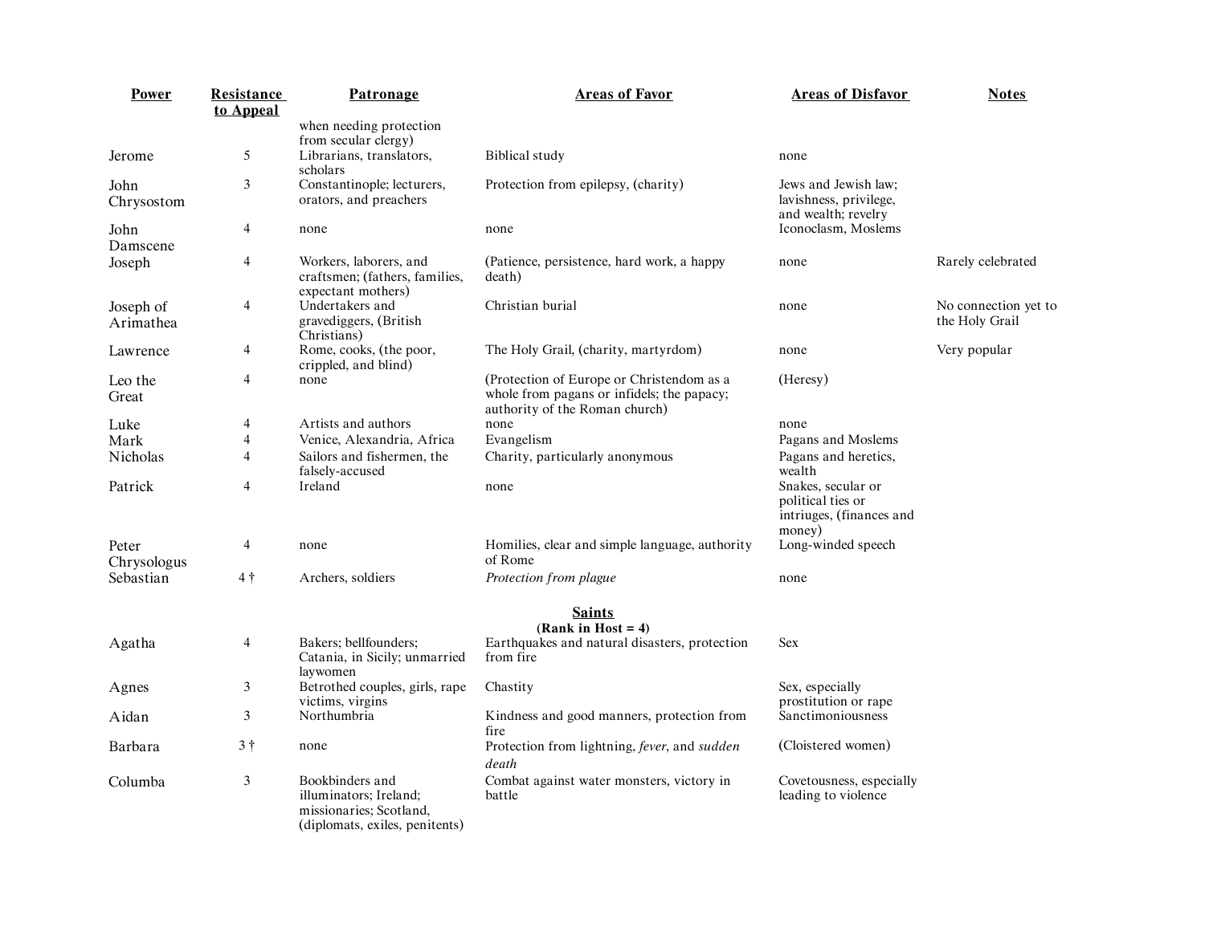| Power | Resistance to Appeal | Patronage | Areas of Favor | Areas of Disfavor | Notes |
|---|---|---|---|---|---|
| | | when needing protection from secular clergy) | | | |
| Jerome | 5 | Librarians, translators, scholars | Biblical study | none | |
| John Chrysostom | 3 | Constantinople; lecturers, orators, and preachers | Protection from epilepsy, (charity) | Jews and Jewish law; lavishness, privilege, and wealth; revelry | |
| John Damscene | 4 | none | none | Iconoclasm, Moslems | |
| Joseph | 4 | Workers, laborers, and craftsmen; (fathers, families, expectant mothers) | (Patience, persistence, hard work, a happy death) | none | Rarely celebrated |
| Joseph of Arimathea | 4 | Undertakers and gravediggers, (British Christians) | Christian burial | none | No connection yet to the Holy Grail |
| Lawrence | 4 | Rome, cooks, (the poor, crippled, and blind) | The Holy Grail, (charity, martyrdom) | none | Very popular |
| Leo the Great | 4 | none | (Protection of Europe or Christendom as a whole from pagans or infidels; the papacy; authority of the Roman church) | (Heresy) | |
| Luke | 4 | Artists and authors | none | none | |
| Mark | 4 | Venice, Alexandria, Africa | Evangelism | Pagans and Moslems | |
| Nicholas | 4 | Sailors and fishermen, the falsely-accused | Charity, particularly anonymous | Pagans and heretics, wealth | |
| Patrick | 4 | Ireland | none | Snakes, secular or political ties or intriuges, (finances and money) | |
| Peter Chrysologus | 4 | none | Homilies, clear and simple language, authority of Rome | Long-winded speech | |
| Sebastian | 4 † | Archers, soldiers | *Protection from plague* | none | |
| | | | **Saints** (Rank in Host = 4) | | |
| Agatha | 4 | Bakers; bellfounders; Catania, in Sicily; unmarried laywomen | Earthquakes and natural disasters, protection from fire | Sex | |
| Agnes | 3 | Betrothed couples, girls, rape victims, virgins | Chastity | Sex, especially prostitution or rape | |
| Aidan | 3 | Northumbria | Kindness and good manners, protection from fire | Sanctimoniousness | |
| Barbara | 3 † | none | Protection from lightning, *fever*, and *sudden death* | (Cloistered women) | |
| Columba | 3 | Bookbinders and illuminators; Ireland; missionaries; Scotland, (diplomats, exiles, penitents) | Combat against water monsters, victory in battle | Covetousness, especially leading to violence | |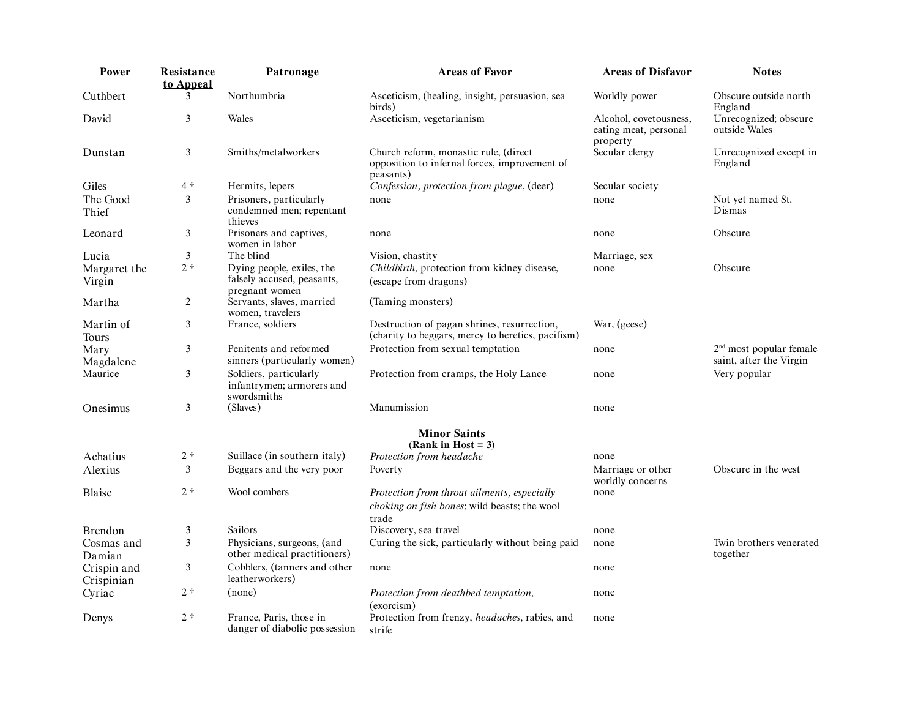| Power | Resistance to Appeal | Patronage | Areas of Favor | Areas of Disfavor | Notes |
|---|---|---|---|---|---|
| Cuthbert | 3 | Northumbria | Asceticism, (healing, insight, persuasion, sea birds) | Worldly power | Obscure outside north England |
| David | 3 | Wales | Asceticism, vegetarianism | Alcohol, covetousness, eating meat, personal property | Unrecognized; obscure outside Wales |
| Dunstan | 3 | Smiths/metalworkers | Church reform, monastic rule, (direct opposition to infernal forces, improvement of peasants) | Secular clergy | Unrecognized except in England |
| Giles | 4 † | Hermits, lepers | *Confession*, *protection from plague*, (deer) | Secular society | |
| The Good Thief | 3 | Prisoners, particularly condemned men; repentant thieves | none | none | Not yet named St. Dismas |
| Leonard | 3 | Prisoners and captives, women in labor | none | none | Obscure |
| Lucia | 3 | The blind | Vision, chastity | Marriage, sex | |
| Margaret the Virgin | 2 † | Dying people, exiles, the falsely accused, peasants, pregnant women | *Childbirth*, protection from kidney disease, (escape from dragons) | none | Obscure |
| Martha | 2 | Servants, slaves, married women, travelers | (Taming monsters) | | |
| Martin of Tours | 3 | France, soldiers | Destruction of pagan shrines, resurrection, (charity to beggars, mercy to heretics, pacifism) | War, (geese) | |
| Mary Magdalene | 3 | Penitents and reformed sinners (particularly women) | Protection from sexual temptation | none | 2nd most popular female saint, after the Virgin |
| Maurice | 3 | Soldiers, particularly infantrymen; armorers and swordsmiths | Protection from cramps, the Holy Lance | none | Very popular |
| Onesimus | 3 | (Slaves) | Manumission | none | |
| | | | **Minor Saints** **(Rank in Host = 3)** | | |
| Achatius | 2 † | Suillace (in southern italy) | *Protection from headache* | none | |
| Alexius | 3 | Beggars and the very poor | Poverty | Marriage or other worldly concerns | Obscure in the west |
| Blaise | 2 † | Wool combers | *Protection from throat ailments*, *especially choking on fish bones*; wild beasts; the wool trade | none | |
| Brendon | 3 | Sailors | Discovery, sea travel | none | |
| Cosmas and Damian | 3 | Physicians, surgeons, (and other medical practitioners) | Curing the sick, particularly without being paid | none | Twin brothers venerated together |
| Crispin and Crispinian | 3 | Cobblers, (tanners and other leatherworkers) | none | none | |
| Cyriac | 2 † | (none) | *Protection from deathbed temptation*, (exorcism) | none | |
| Denys | 2 † | France, Paris, those in danger of diabolic possession | Protection from frenzy, *headaches*, rabies, and strife | none | |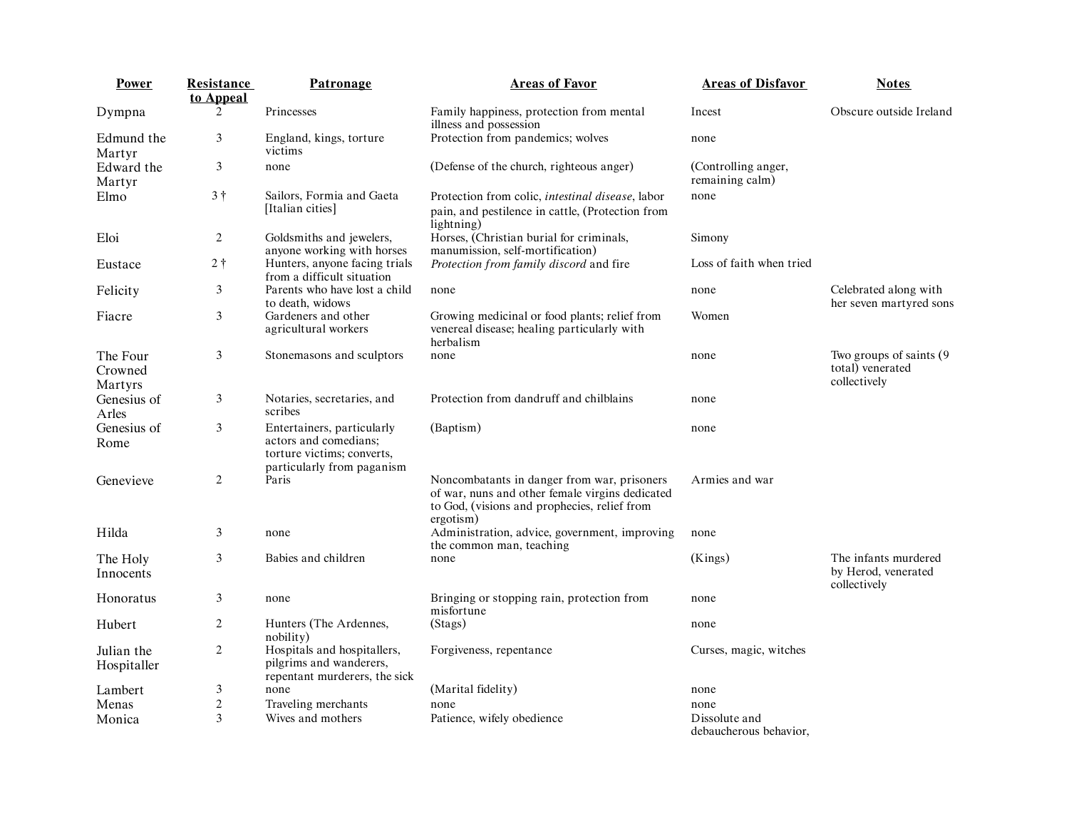| Power | Resistance to Appeal | Patronage | Areas of Favor | Areas of Disfavor | Notes |
|---|---|---|---|---|---|
| Dympna | 2 | Princesses | Family happiness, protection from mental illness and possession | Incest | Obscure outside Ireland |
| Edmund the Martyr | 3 | England, kings, torture victims | Protection from pandemics; wolves | none | |
| Edward the Martyr | 3 | none | (Defense of the church, righteous anger) | (Controlling anger, remaining calm) | |
| Elmo | 3 † | Sailors, Formia and Gaeta [Italian cities] | Protection from colic, *intestinal disease*, labor pain, and pestilence in cattle, (Protection from lightning) | none | |
| Eloi | 2 | Goldsmiths and jewelers, anyone working with horses | Horses, (Christian burial for criminals, manumission, self-mortification) | Simony | |
| Eustace | 2 † | Hunters, anyone facing trials from a difficult situation | *Protection from family discord* and fire | Loss of faith when tried | |
| Felicity | 3 | Parents who have lost a child to death, widows | none | none | Celebrated along with her seven martyred sons |
| Fiacre | 3 | Gardeners and other agricultural workers | Growing medicinal or food plants; relief from venereal disease; healing particularly with herbalism | Women | |
| The Four Crowned Martyrs | 3 | Stonemasons and sculptors | none | none | Two groups of saints (9 total) venerated collectively |
| Genesius of Arles | 3 | Notaries, secretaries, and scribes | Protection from dandruff and chilblains | none | |
| Genesius of Rome | 3 | Entertainers, particularly actors and comedians; torture victims; converts, particularly from paganism | (Baptism) | none | |
| Genevieve | 2 | Paris | Noncombatants in danger from war, prisoners of war, nuns and other female virgins dedicated to God, (visions and prophecies, relief from ergotism) | Armies and war | |
| Hilda | 3 | none | Administration, advice, government, improving the common man, teaching | none | |
| The Holy Innocents | 3 | Babies and children | none | (Kings) | The infants murdered by Herod, venerated collectively |
| Honoratus | 3 | none | Bringing or stopping rain, protection from misfortune | none | |
| Hubert | 2 | Hunters (The Ardennes, nobility) | (Stags) | none | |
| Julian the Hospitaller | 2 | Hospitals and hospitallers, pilgrims and wanderers, repentant murderers, the sick | Forgiveness, repentance | Curses, magic, witches | |
| Lambert | 3 | none | (Marital fidelity) | none | |
| Menas | 2 | Traveling merchants | none | none | |
| Monica | 3 | Wives and mothers | Patience, wifely obedience | Dissolute and debaucherous behavior, | |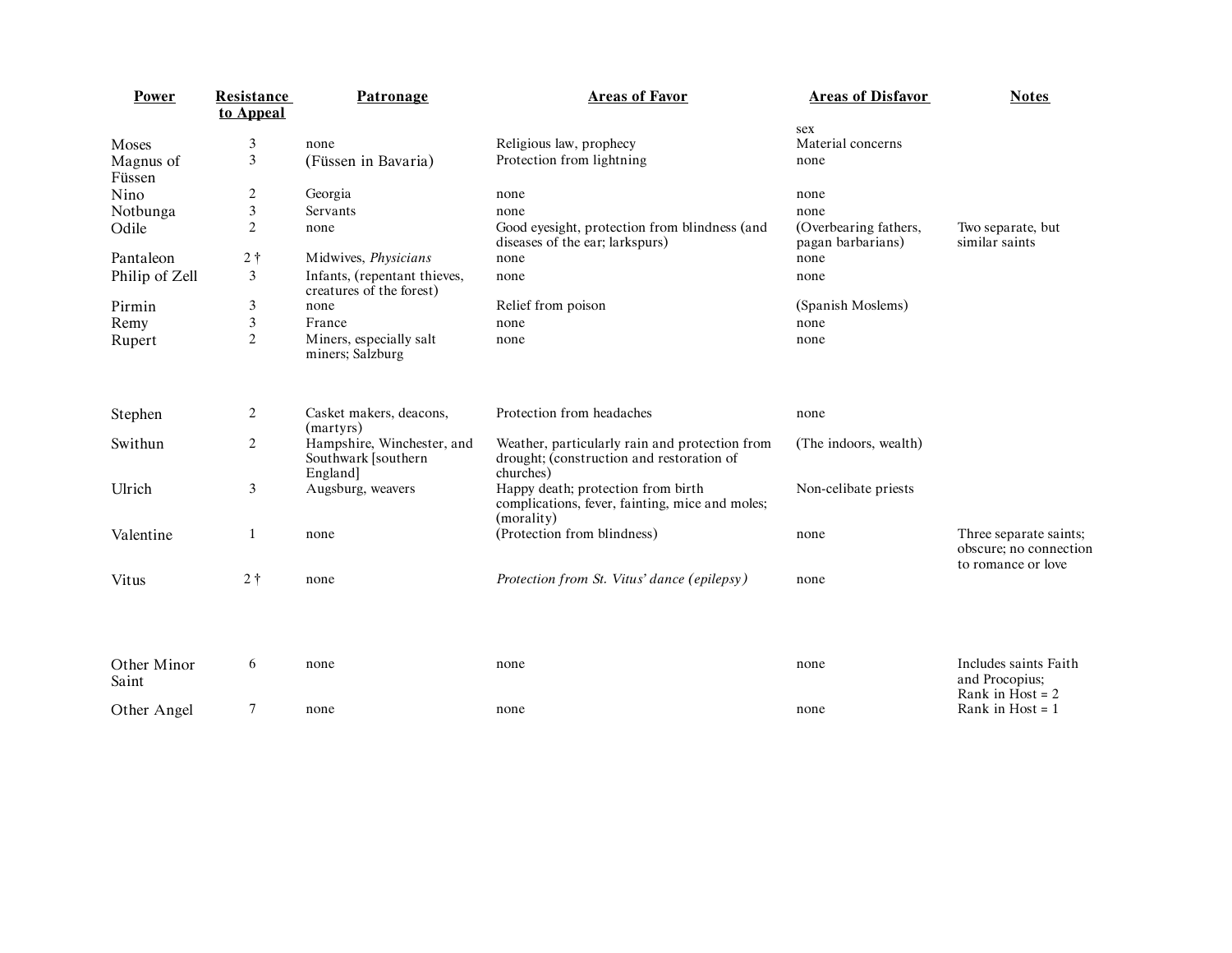| Power | Resistance to Appeal | Patronage | Areas of Favor | Areas of Disfavor | Notes |
|---|---|---|---|---|---|
| Moses | 3 | none | Religious law, prophecy | sex<br>Material concerns | |
| Magnus of Füssen | 3 | (Füssen in Bavaria) | Protection from lightning | none | |
| Nino | 2 | Georgia | none | none | |
| Notbunga | 3 | Servants | none | none | |
| Odile | 2 | none | Good eyesight, protection from blindness (and diseases of the ear; larkspurs) | (Overbearing fathers, pagan barbarians) | Two separate, but similar saints |
| Pantaleon | 2 † | Midwives, *Physicians* | none | none | |
| Philip of Zell | 3 | Infants, (repentant thieves, creatures of the forest) | none | none | |
| Pirmin | 3 | none | Relief from poison | (Spanish Moslems) | |
| Remy | 3 | France | none | none | |
| Rupert | 2 | Miners, especially salt miners; Salzburg | none | none | |
| Stephen | 2 | Casket makers, deacons, (martyrs) | Protection from headaches | none | |
| Swithun | 2 | Hampshire, Winchester, and Southwark [southern England] | Weather, particularly rain and protection from drought; (construction and restoration of churches) | (The indoors, wealth) | |
| Ulrich | 3 | Augsburg, weavers | Happy death; protection from birth complications, fever, fainting, mice and moles; (morality) | Non-celibate priests | |
| Valentine | 1 | none | (Protection from blindness) | none | Three separate saints; obscure; no connection to romance or love |
| Vitus | 2 † | none | *Protection from St. Vitus' dance (epilepsy)* | none | |
| Other Minor Saint | 6 | none | none | none | Includes saints Faith and Procopius; Rank in Host = 2 |
| Other Angel | 7 | none | none | none | Rank in Host = 1 |